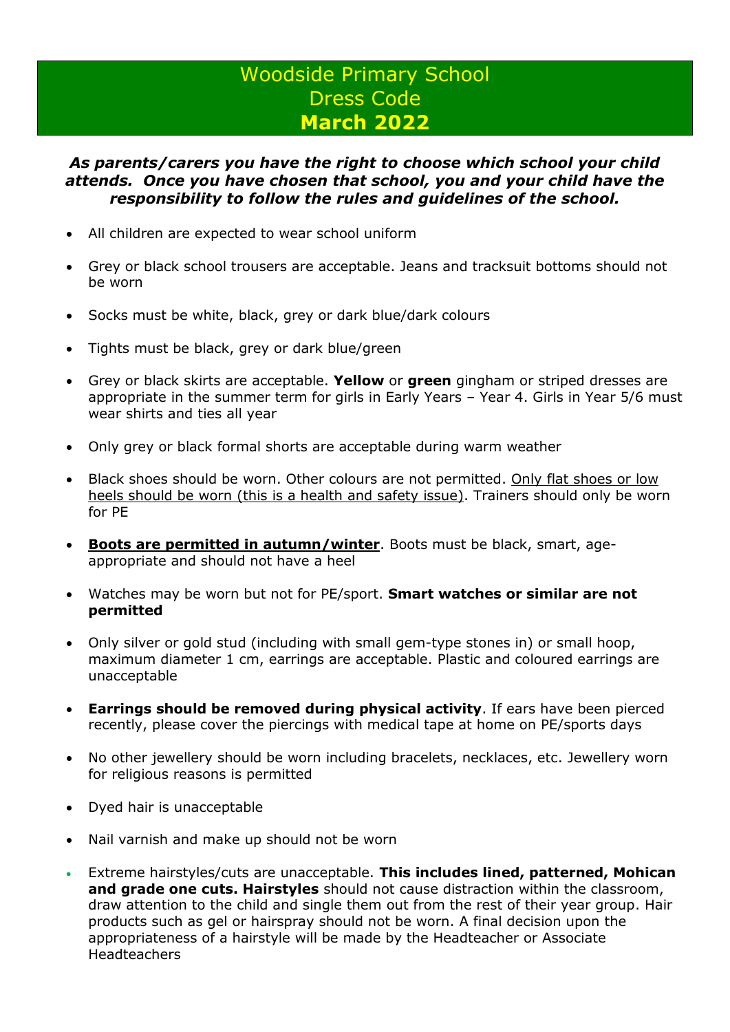# Woodside Primary School
# Dress Code
# **March 2022**

***As parents/carers you have the right to choose which school your child attends. Once you have chosen that school, you and your child have the responsibility to follow the rules and guidelines of the school.***

- All children are expected to wear school uniform
- Grey or black school trousers are acceptable. Jeans and tracksuit bottoms should not be worn
- Socks must be white, black, grey or dark blue/dark colours
- Tights must be black, grey or dark blue/green
- Grey or black skirts are acceptable. **Yellow** or **green** gingham or striped dresses are appropriate in the summer term for girls in Early Years – Year 4. Girls in Year 5/6 must wear shirts and ties all year
- Only grey or black formal shorts are acceptable during warm weather
- Black shoes should be worn. Other colours are not permitted. <u>Only flat shoes or low heels should be worn (this is a health and safety issue)</u>. Trainers should only be worn for PE
- **<u>Boots are permitted in autumn/winter</u>**. Boots must be black, smart, age-appropriate and should not have a heel
- Watches may be worn but not for PE/sport. **Smart watches or similar are not permitted**
- Only silver or gold stud (including with small gem-type stones in) or small hoop, maximum diameter 1 cm, earrings are acceptable. Plastic and coloured earrings are unacceptable
- **Earrings should be removed during physical activity**. If ears have been pierced recently, please cover the piercings with medical tape at home on PE/sports days
- No other jewellery should be worn including bracelets, necklaces, etc. Jewellery worn for religious reasons is permitted
- Dyed hair is unacceptable
- Nail varnish and make up should not be worn
- Extreme hairstyles/cuts are unacceptable. **This includes lined, patterned, Mohican and grade one cuts. Hairstyles** should not cause distraction within the classroom, draw attention to the child and single them out from the rest of their year group. Hair products such as gel or hairspray should not be worn. A final decision upon the appropriateness of a hairstyle will be made by the Headteacher or Associate Headteachers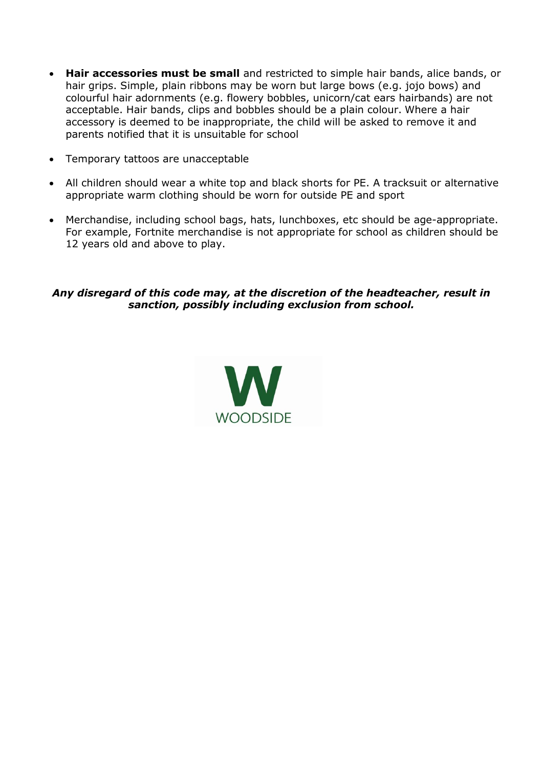- **Hair accessories must be small** and restricted to simple hair bands, alice bands, or hair grips. Simple, plain ribbons may be worn but large bows (e.g. jojo bows) and colourful hair adornments (e.g. flowery bobbles, unicorn/cat ears hairbands) are not acceptable. Hair bands, clips and bobbles should be a plain colour. Where a hair accessory is deemed to be inappropriate, the child will be asked to remove it and parents notified that it is unsuitable for school

- Temporary tattoos are unacceptable

- All children should wear a white top and black shorts for PE. A tracksuit or alternative appropriate warm clothing should be worn for outside PE and sport

- Merchandise, including school bags, hats, lunchboxes, etc should be age-appropriate. For example, Fortnite merchandise is not appropriate for school as children should be 12 years old and above to play.

***Any disregard of this code may, at the discretion of the headteacher, result in sanction, possibly including exclusion from school.***

WOODSIDE